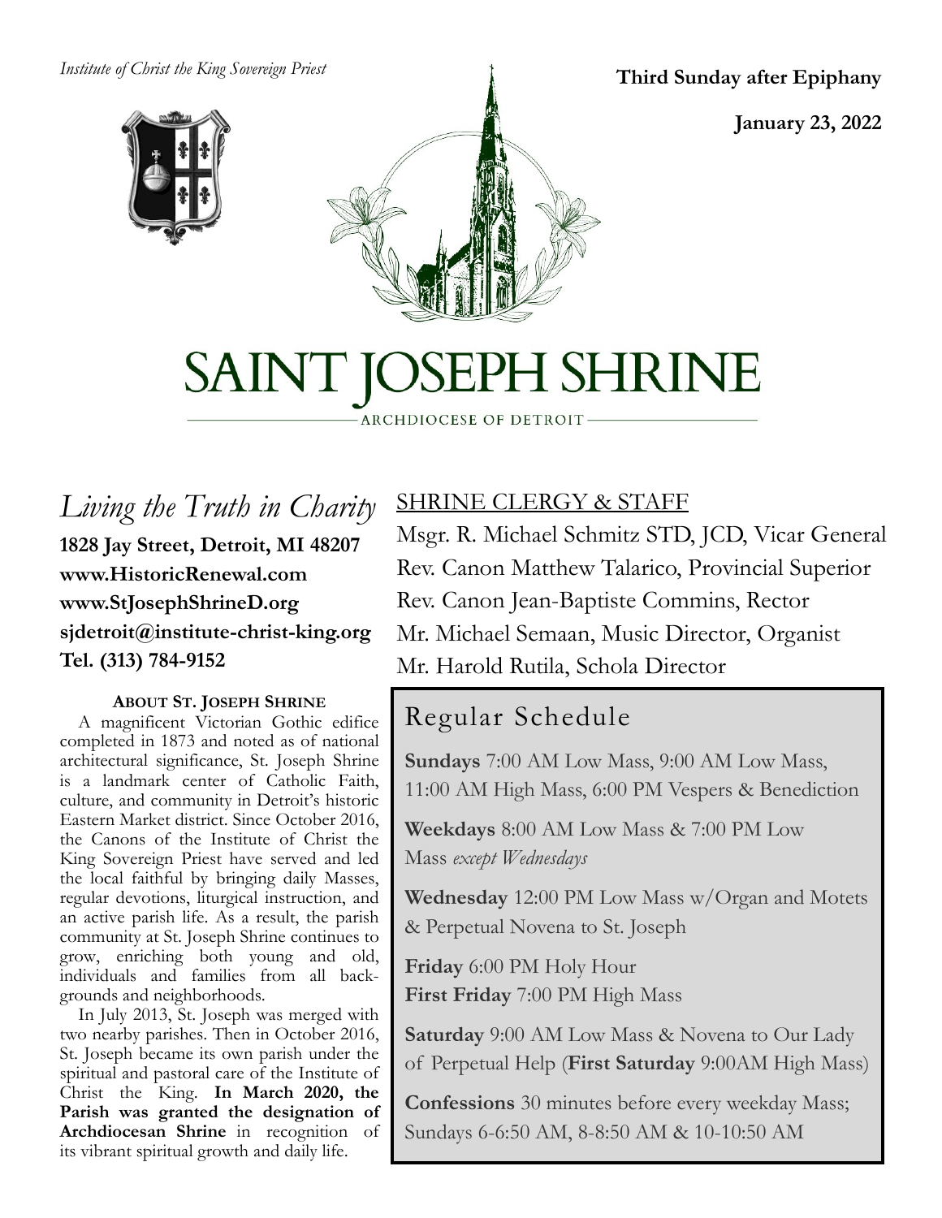*Institute of Christ the King Sovereign Priest*

**Third Sunday after Epiphany**

**January 23, 2022**

# SAINT JOSEPH SHRINE

ARCHDIOCESE OF DETROIT

## *Living the Truth in Charity*

**1828 Jay Street, Detroit, MI 48207**
**www.HistoricRenewal.com**
**www.StJosephShrineD.org**
**sjdetroit@institute-christ-king.org**
**Tel. (313) 784-9152**

### ABOUT ST. JOSEPH SHRINE

A magnificent Victorian Gothic edifice completed in 1873 and noted as of national architectural significance, St. Joseph Shrine is a landmark center of Catholic Faith, culture, and community in Detroit's historic Eastern Market district. Since October 2016, the Canons of the Institute of Christ the King Sovereign Priest have served and led the local faithful by bringing daily Masses, regular devotions, liturgical instruction, and an active parish life. As a result, the parish community at St. Joseph Shrine continues to grow, enriching both young and old, individuals and families from all backgrounds and neighborhoods.

In July 2013, St. Joseph was merged with two nearby parishes. Then in October 2016, St. Joseph became its own parish under the spiritual and pastoral care of the Institute of Christ the King. **In March 2020, the Parish was granted the designation of Archdiocesan Shrine** in recognition of its vibrant spiritual growth and daily life.

## SHRINE CLERGY & STAFF

Msgr. R. Michael Schmitz STD, JCD, Vicar General
Rev. Canon Matthew Talarico, Provincial Superior
Rev. Canon Jean-Baptiste Commins, Rector
Mr. Michael Semaan, Music Director, Organist
Mr. Harold Rutila, Schola Director

## Regular Schedule

**Sundays** 7:00 AM Low Mass, 9:00 AM Low Mass, 11:00 AM High Mass, 6:00 PM Vespers & Benediction

**Weekdays** 8:00 AM Low Mass & 7:00 PM Low Mass *except Wednesdays*

**Wednesday** 12:00 PM Low Mass w/Organ and Motets & Perpetual Novena to St. Joseph

**Friday** 6:00 PM Holy Hour
**First Friday** 7:00 PM High Mass

**Saturday** 9:00 AM Low Mass & Novena to Our Lady of Perpetual Help (**First Saturday** 9:00AM High Mass)

**Confessions** 30 minutes before every weekday Mass; Sundays 6-6:50 AM, 8-8:50 AM & 10-10:50 AM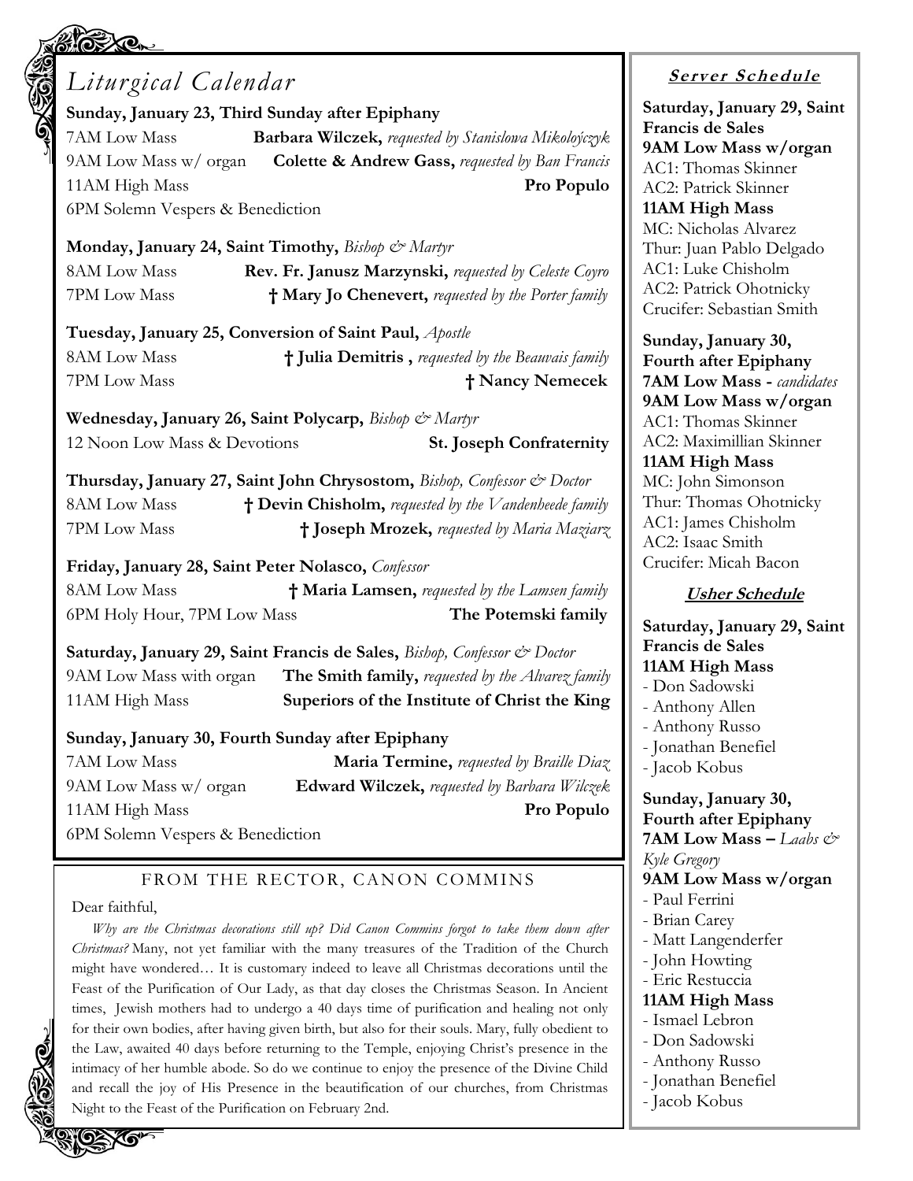# *Liturgical Calendar*

**Sunday, January 23, Third Sunday after Epiphany**

7AM Low Mass **Barbara Wilczek,** *requested by Stanislowa Mikołyczyk*

9AM Low Mass w/ organ **Colette & Andrew Gass,** *requested by Ban Francis*

11AM High Mass **Pro Populo**

6PM Solemn Vespers & Benediction

**Monday, January 24, Saint Timothy,** *Bishop & Martyr*

8AM Low Mass **Rev. Fr. Janusz Marzynski,** *requested by Celeste Coyro*

7PM Low Mass **† Mary Jo Chenevert,** *requested by the Porter family*

**Tuesday, January 25, Conversion of Saint Paul,** *Apostle*

8AM Low Mass **† Julia Demitris ,** *requested by the Beauvais family*

7PM Low Mass **† Nancy Nemecek**

**Wednesday, January 26, Saint Polycarp,** *Bishop & Martyr*

12 Noon Low Mass & Devotions **St. Joseph Confraternity**

**Thursday, January 27, Saint John Chrysostom,** *Bishop, Confessor & Doctor*

8AM Low Mass **† Devin Chisholm,** *requested by the Vandenheede family*

7PM Low Mass **† Joseph Mrozek,** *requested by Maria Maziarz*

**Friday, January 28, Saint Peter Nolasco,** *Confessor*

8AM Low Mass **† Maria Lamsen,** *requested by the Lamsen family*

6PM Holy Hour, 7PM Low Mass **The Potemski family**

**Saturday, January 29, Saint Francis de Sales,** *Bishop, Confessor & Doctor*

9AM Low Mass with organ **The Smith family,** *requested by the Alvarez family*

11AM High Mass **Superiors of the Institute of Christ the King**

**Sunday, January 30, Fourth Sunday after Epiphany**

7AM Low Mass **Maria Termine,** *requested by Braille Diaz*

9AM Low Mass w/ organ **Edward Wilczek,** *requested by Barbara Wilczek*

11AM High Mass **Pro Populo**

6PM Solemn Vespers & Benediction

## FROM THE RECTOR, CANON COMMINS

Dear faithful,

*Why are the Christmas decorations still up? Did Canon Commins forgot to take them down after Christmas?* Many, not yet familiar with the many treasures of the Tradition of the Church might have wondered… It is customary indeed to leave all Christmas decorations until the Feast of the Purification of Our Lady, as that day closes the Christmas Season. In Ancient times, Jewish mothers had to undergo a 40 days time of purification and healing not only for their own bodies, after having given birth, but also for their souls. Mary, fully obedient to the Law, awaited 40 days before returning to the Temple, enjoying Christ's presence in the intimacy of her humble abode. So do we continue to enjoy the presence of the Divine Child and recall the joy of His Presence in the beautification of our churches, from Christmas Night to the Feast of the Purification on February 2nd.

## Server Schedule

**Saturday, January 29, Saint Francis de Sales**

**9AM Low Mass w/organ**

AC1: Thomas Skinner

AC2: Patrick Skinner

**11AM High Mass**

MC: Nicholas Alvarez

Thur: Juan Pablo Delgado

AC1: Luke Chisholm

AC2: Patrick Ohotnicky

Crucifer: Sebastian Smith

**Sunday, January 30, Fourth after Epiphany**

**7AM Low Mass -** *candidates*

**9AM Low Mass w/organ**

AC1: Thomas Skinner

AC2: Maximillian Skinner

**11AM High Mass**

MC: John Simonson

Thur: Thomas Ohotnicky

AC1: James Chisholm

AC2: Isaac Smith

Crucifer: Micah Bacon

## Usher Schedule

**Saturday, January 29, Saint Francis de Sales**

**11AM High Mass**

- Don Sadowski
- Anthony Allen
- Anthony Russo
- Jonathan Benefiel
- Jacob Kobus

**Sunday, January 30, Fourth after Epiphany**

**7AM Low Mass –** *Laabs & Kyle Gregory*

**9AM Low Mass w/organ**

- Paul Ferrini
- Brian Carey
- Matt Langenderfer
- John Howting
- Eric Restuccia

**11AM High Mass**

- Ismael Lebron
- Don Sadowski
- Anthony Russo
- Jonathan Benefiel
- Jacob Kobus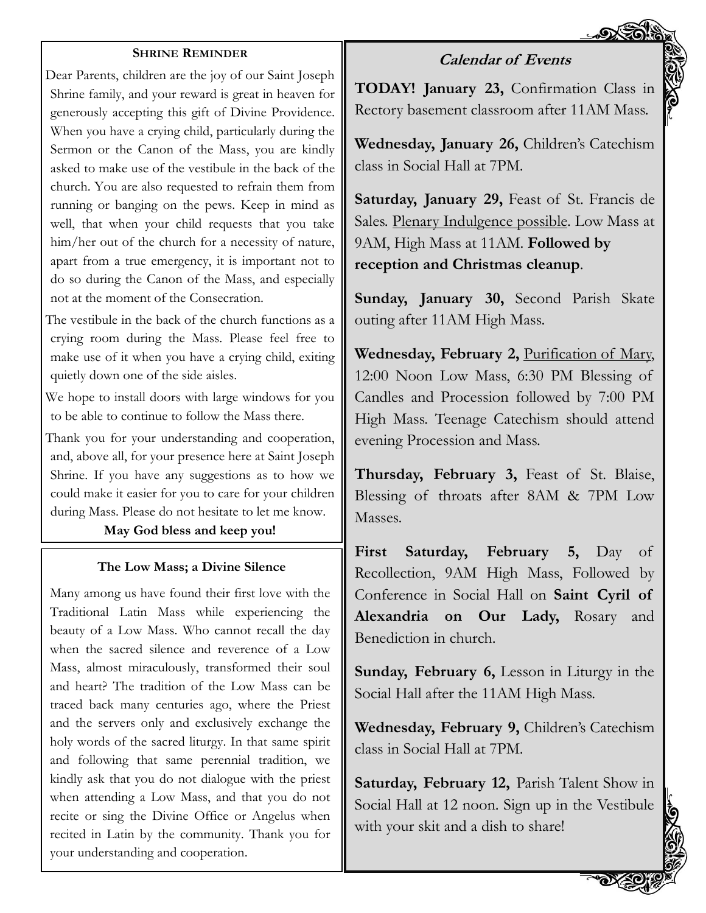## Shrine Reminder

Dear Parents, children are the joy of our Saint Joseph Shrine family, and your reward is great in heaven for generously accepting this gift of Divine Providence. When you have a crying child, particularly during the Sermon or the Canon of the Mass, you are kindly asked to make use of the vestibule in the back of the church. You are also requested to refrain them from running or banging on the pews. Keep in mind as well, that when your child requests that you take him/her out of the church for a necessity of nature, apart from a true emergency, it is important not to do so during the Canon of the Mass, and especially not at the moment of the Consecration.

The vestibule in the back of the church functions as a crying room during the Mass. Please feel free to make use of it when you have a crying child, exiting quietly down one of the side aisles.

We hope to install doors with large windows for you to be able to continue to follow the Mass there.

Thank you for your understanding and cooperation, and, above all, for your presence here at Saint Joseph Shrine. If you have any suggestions as to how we could make it easier for you to care for your children during Mass. Please do not hesitate to let me know.

**May God bless and keep you!**

## The Low Mass; a Divine Silence

Many among us have found their first love with the Traditional Latin Mass while experiencing the beauty of a Low Mass. Who cannot recall the day when the sacred silence and reverence of a Low Mass, almost miraculously, transformed their soul and heart? The tradition of the Low Mass can be traced back many centuries ago, where the Priest and the servers only and exclusively exchange the holy words of the sacred liturgy. In that same spirit and following that same perennial tradition, we kindly ask that you do not dialogue with the priest when attending a Low Mass, and that you do not recite or sing the Divine Office or Angelus when recited in Latin by the community. Thank you for your understanding and cooperation.

## *Calendar of Events*

**TODAY! January 23,** Confirmation Class in Rectory basement classroom after 11AM Mass.

**Wednesday, January 26,** Children's Catechism class in Social Hall at 7PM.

**Saturday, January 29,** Feast of St. Francis de Sales. Plenary Indulgence possible. Low Mass at 9AM, High Mass at 11AM. **Followed by reception and Christmas cleanup**.

**Sunday, January 30,** Second Parish Skate outing after 11AM High Mass.

**Wednesday, February 2,** Purification of Mary, 12:00 Noon Low Mass, 6:30 PM Blessing of Candles and Procession followed by 7:00 PM High Mass. Teenage Catechism should attend evening Procession and Mass.

**Thursday, February 3,** Feast of St. Blaise, Blessing of throats after 8AM & 7PM Low Masses.

**First Saturday, February 5,** Day of Recollection, 9AM High Mass, Followed by Conference in Social Hall on **Saint Cyril of Alexandria on Our Lady,** Rosary and Benediction in church.

**Sunday, February 6,** Lesson in Liturgy in the Social Hall after the 11AM High Mass.

**Wednesday, February 9,** Children's Catechism class in Social Hall at 7PM.

**Saturday, February 12,** Parish Talent Show in Social Hall at 12 noon. Sign up in the Vestibule with your skit and a dish to share!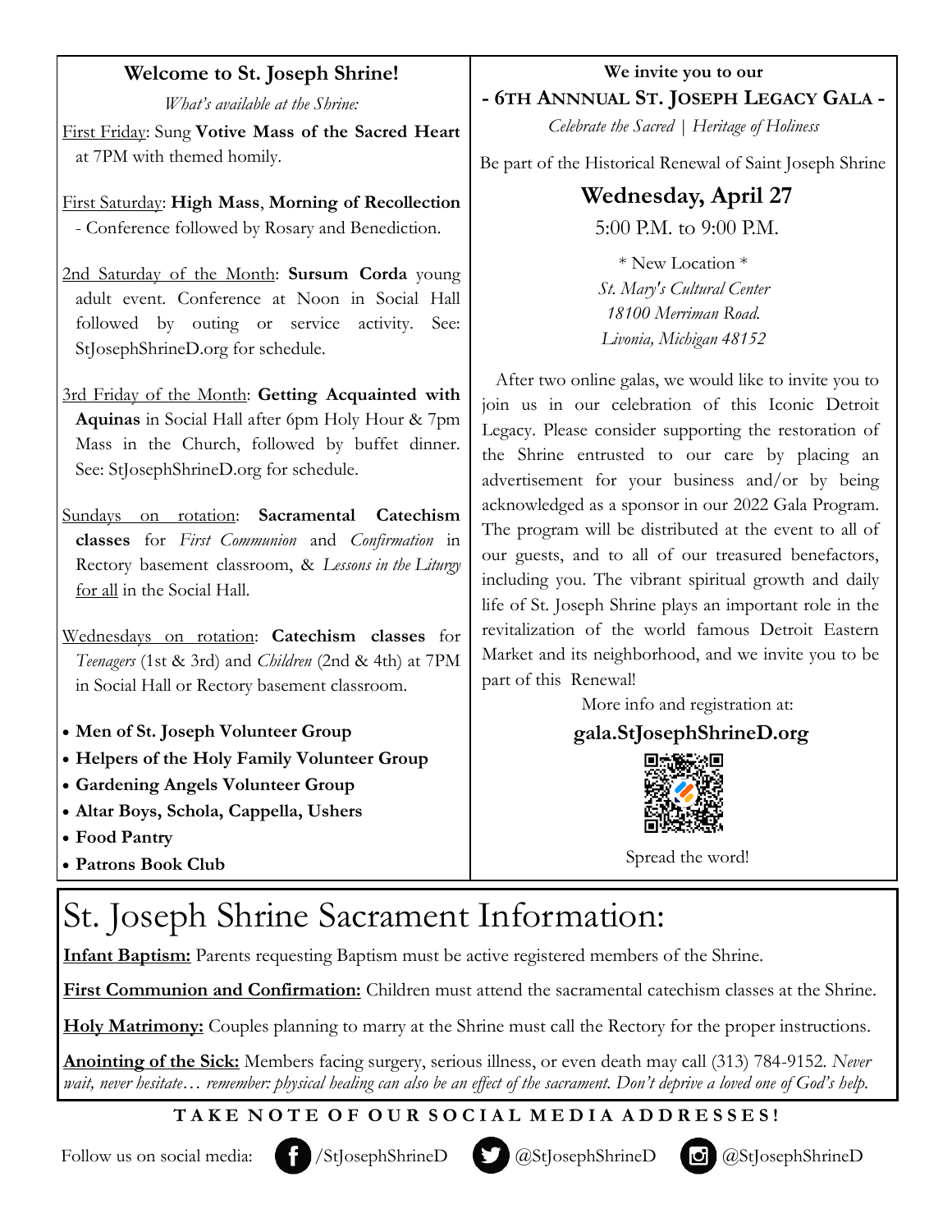## Welcome to St. Joseph Shrine!

*What's available at the Shrine:*

First Friday: Sung **Votive Mass of the Sacred Heart** at 7PM with themed homily.

First Saturday: **High Mass**, **Morning of Recollection** - Conference followed by Rosary and Benediction.

2nd Saturday of the Month: **Sursum Corda** young adult event. Conference at Noon in Social Hall followed by outing or service activity. See: StJosephShrineD.org for schedule.

3rd Friday of the Month: **Getting Acquainted with Aquinas** in Social Hall after 6pm Holy Hour & 7pm Mass in the Church, followed by buffet dinner. See: StJosephShrineD.org for schedule.

Sundays on rotation: **Sacramental Catechism classes** for *First Communion* and *Confirmation* in Rectory basement classroom, & *Lessons in the Liturgy* for all in the Social Hall.

Wednesdays on rotation: **Catechism classes** for *Teenagers* (1st & 3rd) and *Children* (2nd & 4th) at 7PM in Social Hall or Rectory basement classroom.

- **Men of St. Joseph Volunteer Group**
- **Helpers of the Holy Family Volunteer Group**
- **Gardening Angels Volunteer Group**
- **Altar Boys, Schola, Cappella, Ushers**
- **Food Pantry**
- **Patrons Book Club**

**We invite you to our**

**- 6TH ANNNUAL ST. JOSEPH LEGACY GALA -**

*Celebrate the Sacred | Heritage of Holiness*

Be part of the Historical Renewal of Saint Joseph Shrine

**Wednesday, April 27**

5:00 P.M. to 9:00 P.M.

\* New Location \*

*St. Mary's Cultural Center*
*18100 Merriman Road.*
*Livonia, Michigan 48152*

After two online galas, we would like to invite you to join us in our celebration of this Iconic Detroit Legacy. Please consider supporting the restoration of the Shrine entrusted to our care by placing an advertisement for your business and/or by being acknowledged as a sponsor in our 2022 Gala Program. The program will be distributed at the event to all of our guests, and to all of our treasured benefactors, including you. The vibrant spiritual growth and daily life of St. Joseph Shrine plays an important role in the revitalization of the world famous Detroit Eastern Market and its neighborhood, and we invite you to be part of this Renewal!

More info and registration at:

**gala.StJosephShrineD.org**

Spread the word!

# St. Joseph Shrine Sacrament Information:

**Infant Baptism:** Parents requesting Baptism must be active registered members of the Shrine.

**First Communion and Confirmation:** Children must attend the sacramental catechism classes at the Shrine.

**Holy Matrimony:** Couples planning to marry at the Shrine must call the Rectory for the proper instructions.

**Anointing of the Sick:** Members facing surgery, serious illness, or even death may call (313) 784-9152. *Never wait, never hesitate… remember: physical healing can also be an effect of the sacrament. Don't deprive a loved one of God's help.*

**TAKE NOTE OF OUR SOCIAL MEDIA ADDRESSES!**

Follow us on social media: /StJosephShrineD @StJosephShrineD @StJosephShrineD